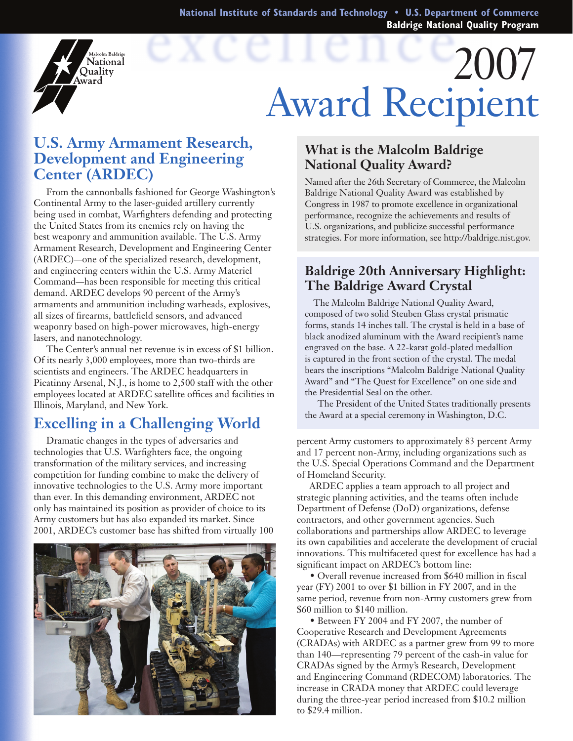# 2007 Award Recipient

Malcolm Baldrige National Quality Award

## U.S. Army Armament Research, Development and Engineering Center (ARDEC)

From the cannonballs fashioned for George Washington's Continental Army to the laser-guided artillery currently being used in combat, Warfighters defending and protecting the United States from its enemies rely on having the best weaponry and ammunition available. The U.S. Army Armament Research, Development and Engineering Center (ARDEC)—one of the specialized research, development, and engineering centers within the U.S. Army Materiel Command—has been responsible for meeting this critical demand. ARDEC develops 90 percent of the Army's armaments and ammunition including warheads, explosives, all sizes of firearms, battlefield sensors, and advanced weaponry based on high-power microwaves, high-energy lasers, and nanotechnology.

The Center's annual net revenue is in excess of $1 billion. Of its nearly 3,000 employees, more than two-thirds are scientists and engineers. The ARDEC headquarters in Picatinny Arsenal, N.J., is home to 2,500 staff with the other employees located at ARDEC satellite offices and facilities in Illinois, Maryland, and New York.

## Excelling in a Challenging World

Dramatic changes in the types of adversaries and technologies that U.S. Warfighters face, the ongoing transformation of the military services, and increasing competition for funding combine to make the delivery of innovative technologies to the U.S. Army more important than ever. In this demanding environment, ARDEC not only has maintained its position as provider of choice to its Army customers but has also expanded its market. Since 2001, ARDEC's customer base has shifted from virtually 100 percent Army customers to approximately 83 percent Army and 17 percent non-Army, including organizations such as the U.S. Special Operations Command and the Department of Homeland Security.

ARDEC applies a team approach to all project and strategic planning activities, and the teams often include Department of Defense (DoD) organizations, defense contractors, and other government agencies. Such collaborations and partnerships allow ARDEC to leverage its own capabilities and accelerate the development of crucial innovations. This multifaceted quest for excellence has had a significant impact on ARDEC's bottom line:

- Overall revenue increased from $640 million in fiscal year (FY) 2001 to over $1 billion in FY 2007, and in the same period, revenue from non-Army customers grew from $60 million to $140 million.
- Between FY 2004 and FY 2007, the number of Cooperative Research and Development Agreements (CRADAs) with ARDEC as a partner grew from 99 to more than 140—representing 79 percent of the cash-in value for CRADAs signed by the Army's Research, Development and Engineering Command (RDECOM) laboratories. The increase in CRADA money that ARDEC could leverage during the three-year period increased from $10.2 million to $29.4 million.

### What is the Malcolm Baldrige National Quality Award?

Named after the 26th Secretary of Commerce, the Malcolm Baldrige National Quality Award was established by Congress in 1987 to promote excellence in organizational performance, recognize the achievements and results of U.S. organizations, and publicize successful performance strategies. For more information, see http://baldrige.nist.gov.

### Baldrige 20th Anniversary Highlight: The Baldrige Award Crystal

The Malcolm Baldrige National Quality Award, composed of two solid Steuben Glass crystal prismatic forms, stands 14 inches tall. The crystal is held in a base of black anodized aluminum with the Award recipient's name engraved on the base. A 22-karat gold-plated medallion is captured in the front section of the crystal. The medal bears the inscriptions "Malcolm Baldrige National Quality Award" and "The Quest for Excellence" on one side and the Presidential Seal on the other.

The President of the United States traditionally presents the Award at a special ceremony in Washington, D.C.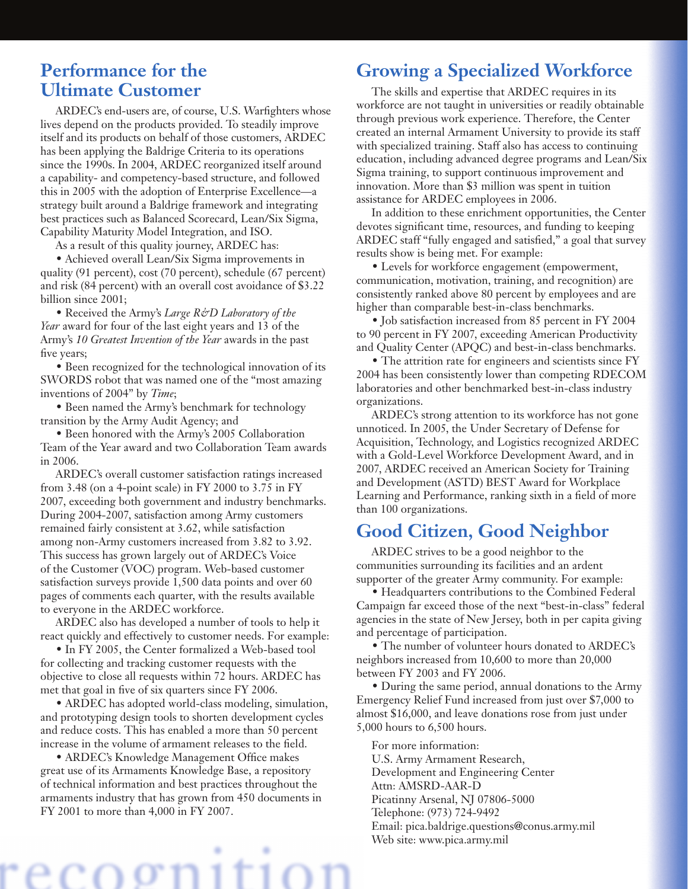## Performance for the Ultimate Customer

ARDEC's end-users are, of course, U.S. Warfighters whose lives depend on the products provided. To steadily improve itself and its products on behalf of those customers, ARDEC has been applying the Baldrige Criteria to its operations since the 1990s. In 2004, ARDEC reorganized itself around a capability- and competency-based structure, and followed this in 2005 with the adoption of Enterprise Excellence—a strategy built around a Baldrige framework and integrating best practices such as Balanced Scorecard, Lean/Six Sigma, Capability Maturity Model Integration, and ISO.

As a result of this quality journey, ARDEC has:

- Achieved overall Lean/Six Sigma improvements in quality (91 percent), cost (70 percent), schedule (67 percent) and risk (84 percent) with an overall cost avoidance of $3.22 billion since 2001;
- Received the Army's *Large R&D Laboratory of the Year* award for four of the last eight years and 13 of the Army's *10 Greatest Invention of the Year* awards in the past five years;
- Been recognized for the technological innovation of its SWORDS robot that was named one of the "most amazing inventions of 2004" by *Time*;
- Been named the Army's benchmark for technology transition by the Army Audit Agency; and
- Been honored with the Army's 2005 Collaboration Team of the Year award and two Collaboration Team awards in 2006.

ARDEC's overall customer satisfaction ratings increased from 3.48 (on a 4-point scale) in FY 2000 to 3.75 in FY 2007, exceeding both government and industry benchmarks. During 2004-2007, satisfaction among Army customers remained fairly consistent at 3.62, while satisfaction among non-Army customers increased from 3.82 to 3.92. This success has grown largely out of ARDEC's Voice of the Customer (VOC) program. Web-based customer satisfaction surveys provide 1,500 data points and over 60 pages of comments each quarter, with the results available to everyone in the ARDEC workforce.

ARDEC also has developed a number of tools to help it react quickly and effectively to customer needs. For example:

- In FY 2005, the Center formalized a Web-based tool for collecting and tracking customer requests with the objective to close all requests within 72 hours. ARDEC has met that goal in five of six quarters since FY 2006.
- ARDEC has adopted world-class modeling, simulation, and prototyping design tools to shorten development cycles and reduce costs. This has enabled a more than 50 percent increase in the volume of armament releases to the field.
- ARDEC's Knowledge Management Office makes great use of its Armaments Knowledge Base, a repository of technical information and best practices throughout the armaments industry that has grown from 450 documents in FY 2001 to more than 4,000 in FY 2007.

## Growing a Specialized Workforce

The skills and expertise that ARDEC requires in its workforce are not taught in universities or readily obtainable through previous work experience. Therefore, the Center created an internal Armament University to provide its staff with specialized training. Staff also has access to continuing education, including advanced degree programs and Lean/Six Sigma training, to support continuous improvement and innovation. More than $3 million was spent in tuition assistance for ARDEC employees in 2006.

In addition to these enrichment opportunities, the Center devotes significant time, resources, and funding to keeping ARDEC staff "fully engaged and satisfied," a goal that survey results show is being met. For example:

- Levels for workforce engagement (empowerment, communication, motivation, training, and recognition) are consistently ranked above 80 percent by employees and are higher than comparable best-in-class benchmarks.
- Job satisfaction increased from 85 percent in FY 2004 to 90 percent in FY 2007, exceeding American Productivity and Quality Center (APQC) and best-in-class benchmarks.
- The attrition rate for engineers and scientists since FY 2004 has been consistently lower than competing RDECOM laboratories and other benchmarked best-in-class industry organizations.

ARDEC's strong attention to its workforce has not gone unnoticed. In 2005, the Under Secretary of Defense for Acquisition, Technology, and Logistics recognized ARDEC with a Gold-Level Workforce Development Award, and in 2007, ARDEC received an American Society for Training and Development (ASTD) BEST Award for Workplace Learning and Performance, ranking sixth in a field of more than 100 organizations.

## Good Citizen, Good Neighbor

ARDEC strives to be a good neighbor to the communities surrounding its facilities and an ardent supporter of the greater Army community. For example:

- Headquarters contributions to the Combined Federal Campaign far exceed those of the next "best-in-class" federal agencies in the state of New Jersey, both in per capita giving and percentage of participation.
- The number of volunteer hours donated to ARDEC's neighbors increased from 10,600 to more than 20,000 between FY 2003 and FY 2006.
- During the same period, annual donations to the Army Emergency Relief Fund increased from just over $7,000 to almost $16,000, and leave donations rose from just under 5,000 hours to 6,500 hours.

For more information:
U.S. Army Armament Research,
Development and Engineering Center
Attn: AMSRD-AAR-D
Picatinny Arsenal, NJ 07806-5000
Telephone: (973) 724-9492
Email: pica.baldrige.questions@conus.army.mil
Web site: www.pica.army.mil